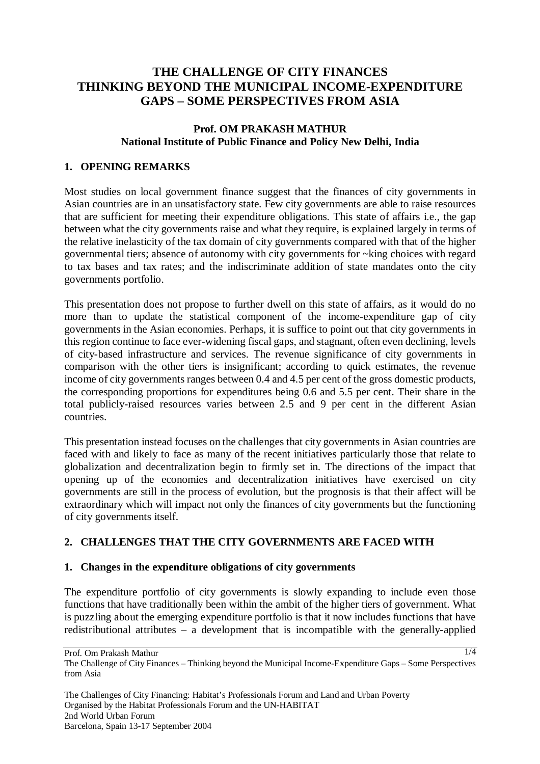# THE CHALLENGE OF CITY FINANCES THINKING BEYOND THE MUNICIPAL INCOME-EXPENDITURE GAPS – SOME PERSPECTIVES FROM ASIA

**Prof. OM PRAKASH MATHUR**
**National Institute of Public Finance and Policy New Delhi, India**

## 1. OPENING REMARKS

Most studies on local government finance suggest that the finances of city governments in Asian countries are in an unsatisfactory state. Few city governments are able to raise resources that are sufficient for meeting their expenditure obligations. This state of affairs i.e., the gap between what the city governments raise and what they require, is explained largely in terms of the relative inelasticity of the tax domain of city governments compared with that of the higher governmental tiers; absence of autonomy with city governments for ~king choices with regard to tax bases and tax rates; and the indiscriminate addition of state mandates onto the city governments portfolio.

This presentation does not propose to further dwell on this state of affairs, as it would do no more than to update the statistical component of the income-expenditure gap of city governments in the Asian economies. Perhaps, it is suffice to point out that city governments in this region continue to face ever-widening fiscal gaps, and stagnant, often even declining, levels of city-based infrastructure and services. The revenue significance of city governments in comparison with the other tiers is insignificant; according to quick estimates, the revenue income of city governments ranges between 0.4 and 4.5 per cent of the gross domestic products, the corresponding proportions for expenditures being 0.6 and 5.5 per cent. Their share in the total publicly-raised resources varies between 2.5 and 9 per cent in the different Asian countries.

This presentation instead focuses on the challenges that city governments in Asian countries are faced with and likely to face as many of the recent initiatives particularly those that relate to globalization and decentralization begin to firmly set in. The directions of the impact that opening up of the economies and decentralization initiatives have exercised on city governments are still in the process of evolution, but the prognosis is that their affect will be extraordinary which will impact not only the finances of city governments but the functioning of city governments itself.

## 2. CHALLENGES THAT THE CITY GOVERNMENTS ARE FACED WITH

### 1. Changes in the expenditure obligations of city governments

The expenditure portfolio of city governments is slowly expanding to include even those functions that have traditionally been within the ambit of the higher tiers of government. What is puzzling about the emerging expenditure portfolio is that it now includes functions that have redistributional attributes – a development that is incompatible with the generally-applied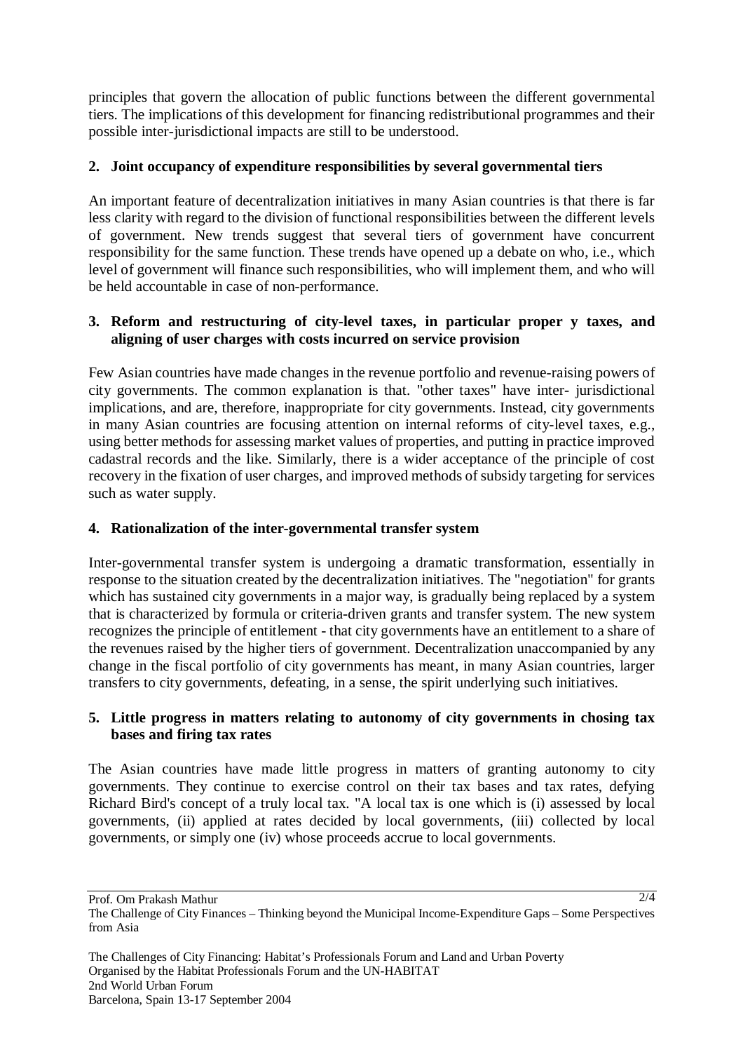principles that govern the allocation of public functions between the different governmental tiers. The implications of this development for financing redistributional programmes and their possible inter-jurisdictional impacts are still to be understood.

**2. Joint occupancy of expenditure responsibilities by several governmental tiers**

An important feature of decentralization initiatives in many Asian countries is that there is far less clarity with regard to the division of functional responsibilities between the different levels of government. New trends suggest that several tiers of government have concurrent responsibility for the same function. These trends have opened up a debate on who, i.e., which level of government will finance such responsibilities, who will implement them, and who will be held accountable in case of non-performance.

**3. Reform and restructuring of city-level taxes, in particular proper y taxes, and aligning of user charges with costs incurred on service provision**

Few Asian countries have made changes in the revenue portfolio and revenue-raising powers of city governments. The common explanation is that. "other taxes" have inter- jurisdictional implications, and are, therefore, inappropriate for city governments. Instead, city governments in many Asian countries are focusing attention on internal reforms of city-level taxes, e.g., using better methods for assessing market values of properties, and putting in practice improved cadastral records and the like. Similarly, there is a wider acceptance of the principle of cost recovery in the fixation of user charges, and improved methods of subsidy targeting for services such as water supply.

**4. Rationalization of the inter-governmental transfer system**

Inter-governmental transfer system is undergoing a dramatic transformation, essentially in response to the situation created by the decentralization initiatives. The "negotiation" for grants which has sustained city governments in a major way, is gradually being replaced by a system that is characterized by formula or criteria-driven grants and transfer system. The new system recognizes the principle of entitlement - that city governments have an entitlement to a share of the revenues raised by the higher tiers of government. Decentralization unaccompanied by any change in the fiscal portfolio of city governments has meant, in many Asian countries, larger transfers to city governments, defeating, in a sense, the spirit underlying such initiatives.

**5. Little progress in matters relating to autonomy of city governments in chosing tax bases and firing tax rates**

The Asian countries have made little progress in matters of granting autonomy to city governments. They continue to exercise control on their tax bases and tax rates, defying Richard Bird's concept of a truly local tax. "A local tax is one which is (i) assessed by local governments, (ii) applied at rates decided by local governments, (iii) collected by local governments, or simply one (iv) whose proceeds accrue to local governments.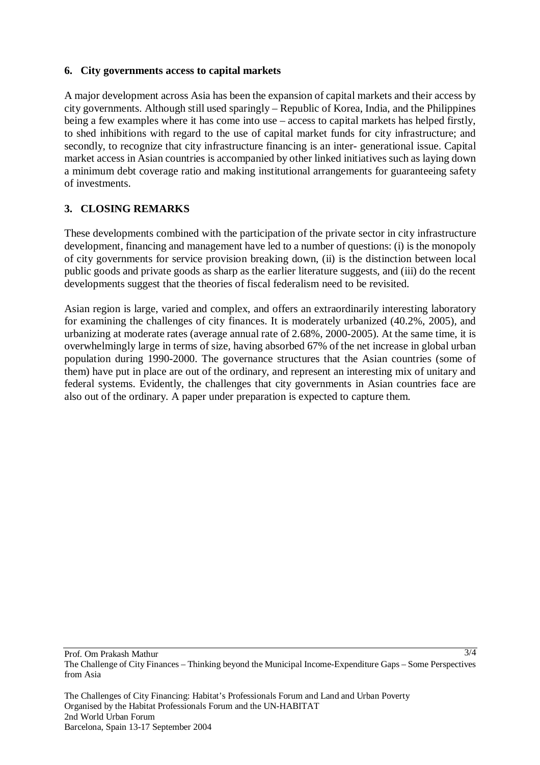### 6. City governments access to capital markets

A major development across Asia has been the expansion of capital markets and their access by city governments. Although still used sparingly – Republic of Korea, India, and the Philippines being a few examples where it has come into use – access to capital markets has helped firstly, to shed inhibitions with regard to the use of capital market funds for city infrastructure; and secondly, to recognize that city infrastructure financing is an inter- generational issue. Capital market access in Asian countries is accompanied by other linked initiatives such as laying down a minimum debt coverage ratio and making institutional arrangements for guaranteeing safety of investments.

## 3. CLOSING REMARKS

These developments combined with the participation of the private sector in city infrastructure development, financing and management have led to a number of questions: (i) is the monopoly of city governments for service provision breaking down, (ii) is the distinction between local public goods and private goods as sharp as the earlier literature suggests, and (iii) do the recent developments suggest that the theories of fiscal federalism need to be revisited.

Asian region is large, varied and complex, and offers an extraordinarily interesting laboratory for examining the challenges of city finances. It is moderately urbanized (40.2%, 2005), and urbanizing at moderate rates (average annual rate of 2.68%, 2000-2005). At the same time, it is overwhelmingly large in terms of size, having absorbed 67% of the net increase in global urban population during 1990-2000. The governance structures that the Asian countries (some of them) have put in place are out of the ordinary, and represent an interesting mix of unitary and federal systems. Evidently, the challenges that city governments in Asian countries face are also out of the ordinary. A paper under preparation is expected to capture them.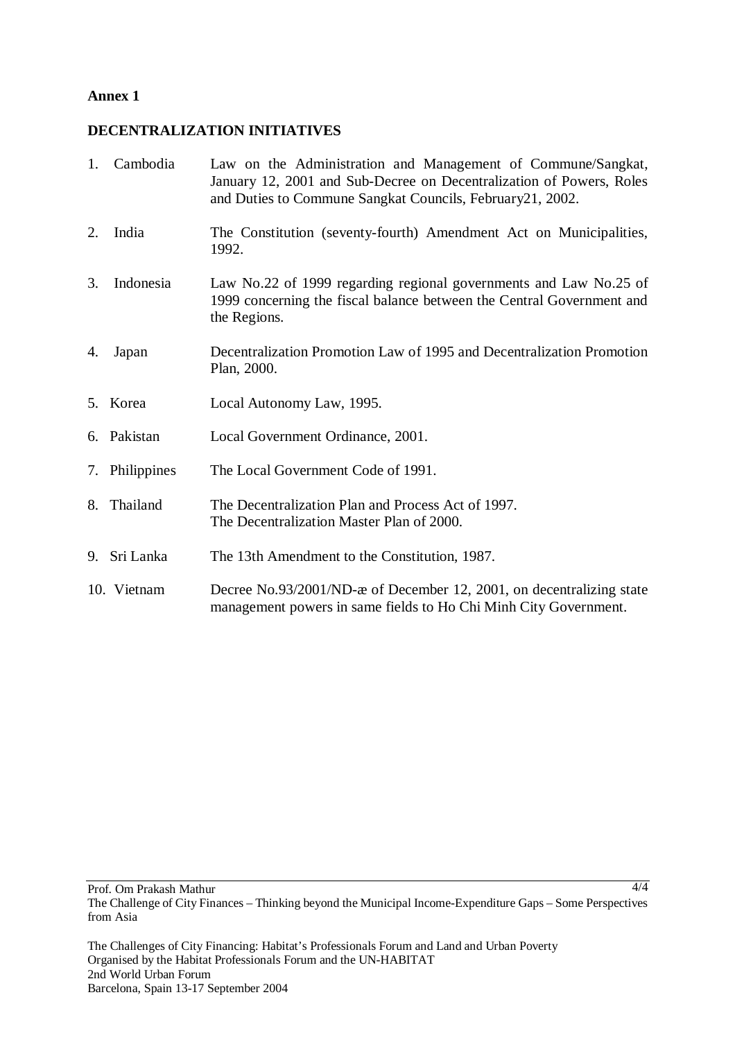**Annex 1**

**DECENTRALIZATION INITIATIVES**

| | |
|---|---|
| 1. Cambodia | Law on the Administration and Management of Commune/Sangkat, January 12, 2001 and Sub-Decree on Decentralization of Powers, Roles and Duties to Commune Sangkat Councils, February21, 2002. |
| 2. India | The Constitution (seventy-fourth) Amendment Act on Municipalities, 1992. |
| 3. Indonesia | Law No.22 of 1999 regarding regional governments and Law No.25 of 1999 concerning the fiscal balance between the Central Government and the Regions. |
| 4. Japan | Decentralization Promotion Law of 1995 and Decentralization Promotion Plan, 2000. |
| 5. Korea | Local Autonomy Law, 1995. |
| 6. Pakistan | Local Government Ordinance, 2001. |
| 7. Philippines | The Local Government Code of 1991. |
| 8. Thailand | The Decentralization Plan and Process Act of 1997. The Decentralization Master Plan of 2000. |
| 9. Sri Lanka | The 13th Amendment to the Constitution, 1987. |
| 10. Vietnam | Decree No.93/2001/ND-æ of December 12, 2001, on decentralizing state management powers in same fields to Ho Chi Minh City Government. |